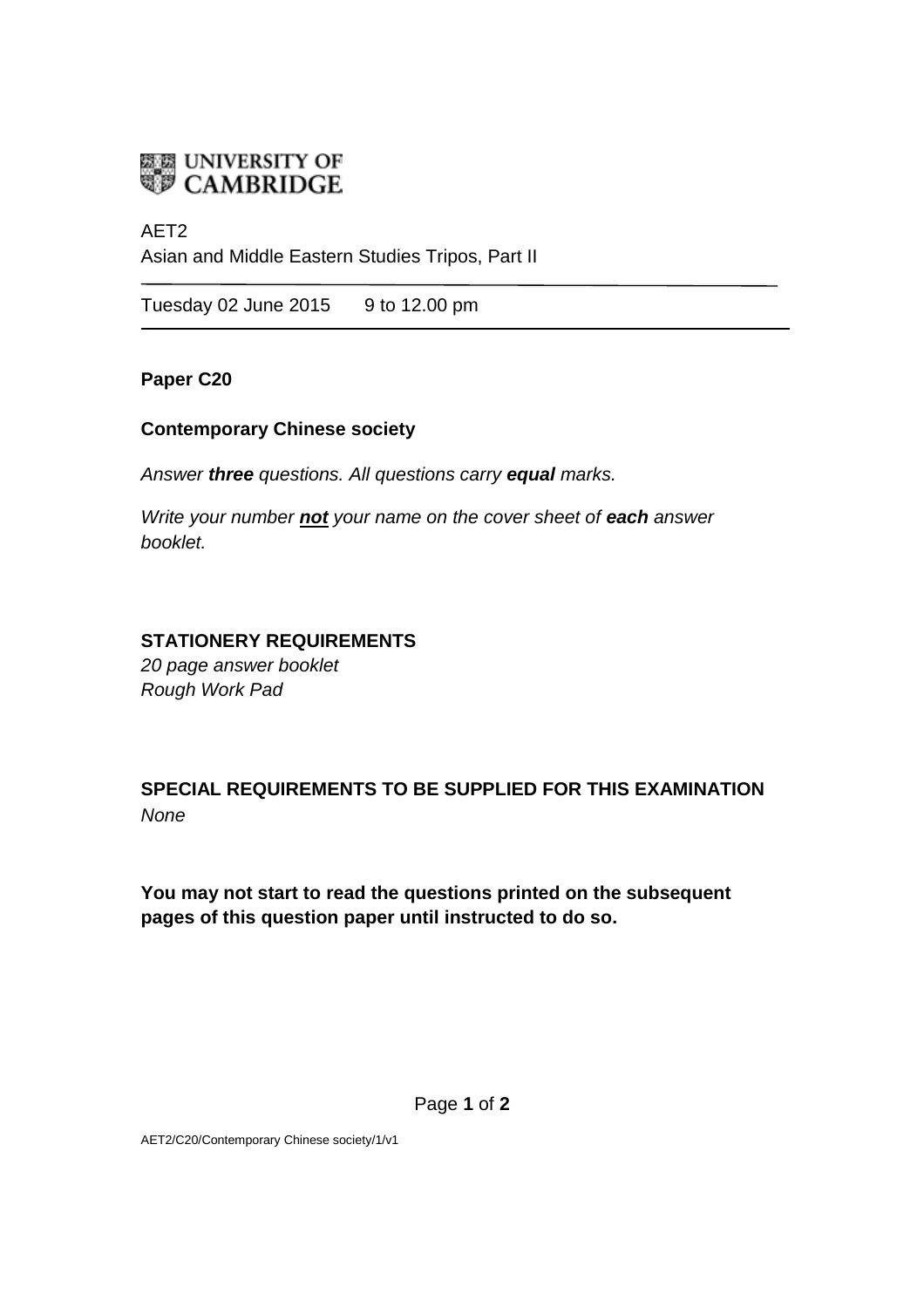UNIVERSITY OF CAMBRIDGE

AET2
Asian and Middle Eastern Studies Tripos, Part II

---

Tuesday 02 June 2015 9 to 12.00 pm

---

**Paper C20**

**Contemporary Chinese society**

*Answer **three** questions. All questions carry **equal** marks.*

*Write your number **not** your name on the cover sheet of **each** answer booklet.*

**STATIONERY REQUIREMENTS**
*20 page answer booklet*
*Rough Work Pad*

**SPECIAL REQUIREMENTS TO BE SUPPLIED FOR THIS EXAMINATION**
*None*

**You may not start to read the questions printed on the subsequent pages of this question paper until instructed to do so.**

AET2/C20/Contemporary Chinese society/1/v1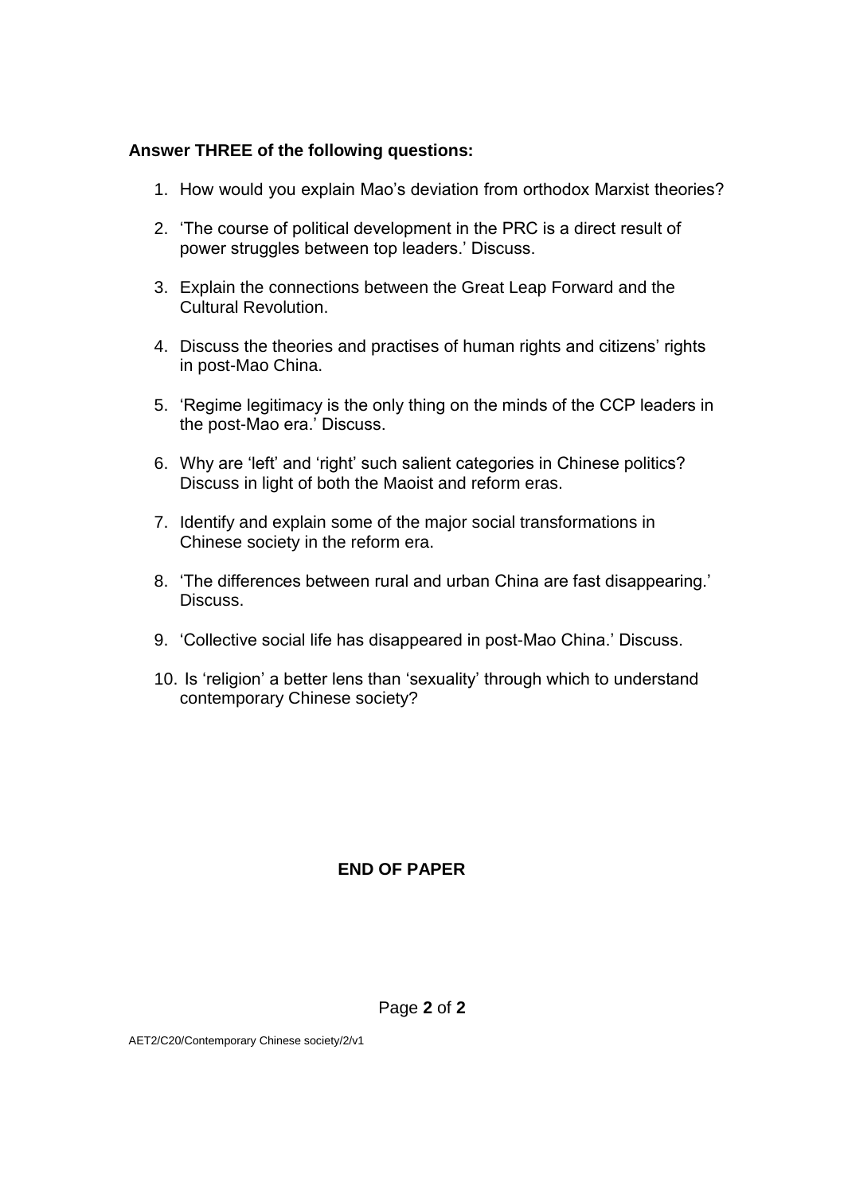**Answer THREE of the following questions:**

1. How would you explain Mao's deviation from orthodox Marxist theories?
2. 'The course of political development in the PRC is a direct result of power struggles between top leaders.' Discuss.
3. Explain the connections between the Great Leap Forward and the Cultural Revolution.
4. Discuss the theories and practises of human rights and citizens' rights in post-Mao China.
5. 'Regime legitimacy is the only thing on the minds of the CCP leaders in the post-Mao era.' Discuss.
6. Why are 'left' and 'right' such salient categories in Chinese politics? Discuss in light of both the Maoist and reform eras.
7. Identify and explain some of the major social transformations in Chinese society in the reform era.
8. 'The differences between rural and urban China are fast disappearing.' Discuss.
9. 'Collective social life has disappeared in post-Mao China.' Discuss.
10. Is 'religion' a better lens than 'sexuality' through which to understand contemporary Chinese society?

**END OF PAPER**

AET2/C20/Contemporary Chinese society/2/v1